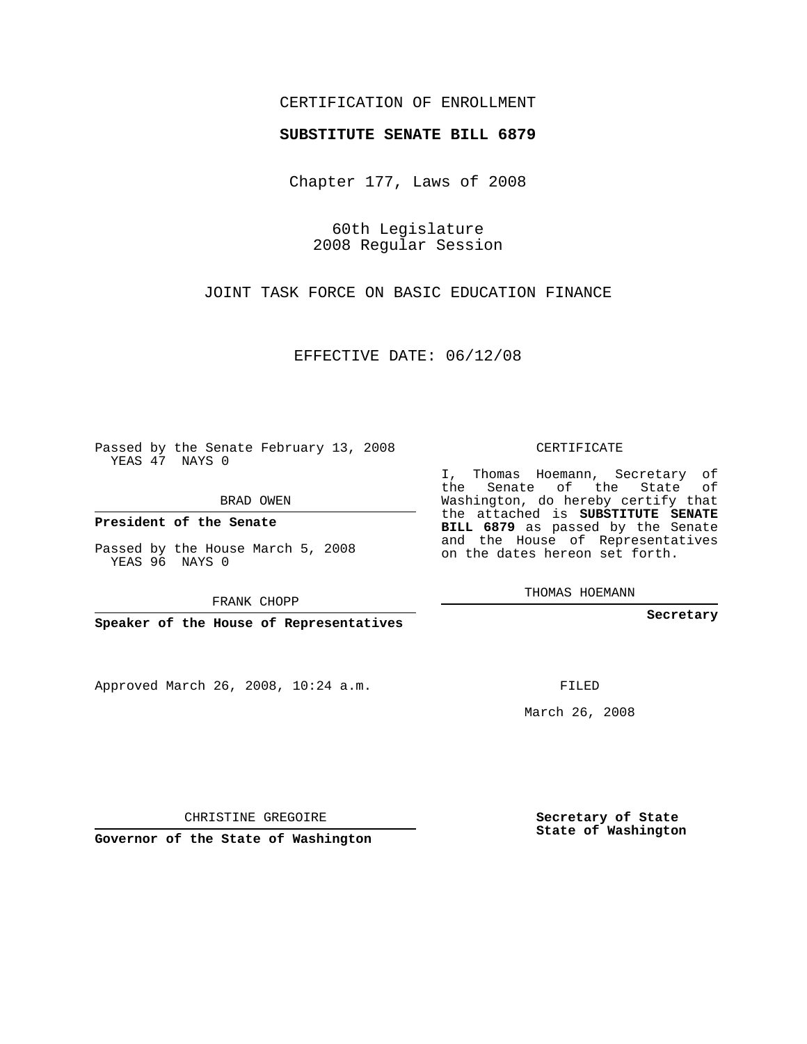CERTIFICATION OF ENROLLMENT

**SUBSTITUTE SENATE BILL 6879**

Chapter 177, Laws of 2008

60th Legislature
2008 Regular Session

JOINT TASK FORCE ON BASIC EDUCATION FINANCE

EFFECTIVE DATE: 06/12/08

Passed by the Senate February 13, 2008
YEAS 47 NAYS 0

BRAD OWEN

**President of the Senate**

Passed by the House March 5, 2008
YEAS 96 NAYS 0

FRANK CHOPP

**Speaker of the House of Representatives**

CERTIFICATE

I, Thomas Hoemann, Secretary of the Senate of the State of Washington, do hereby certify that the attached is **SUBSTITUTE SENATE BILL 6879** as passed by the Senate and the House of Representatives on the dates hereon set forth.

THOMAS HOEMANN

**Secretary**

Approved March 26, 2008, 10:24 a.m.

FILED

March 26, 2008

CHRISTINE GREGOIRE

**Governor of the State of Washington**

**Secretary of State**
**State of Washington**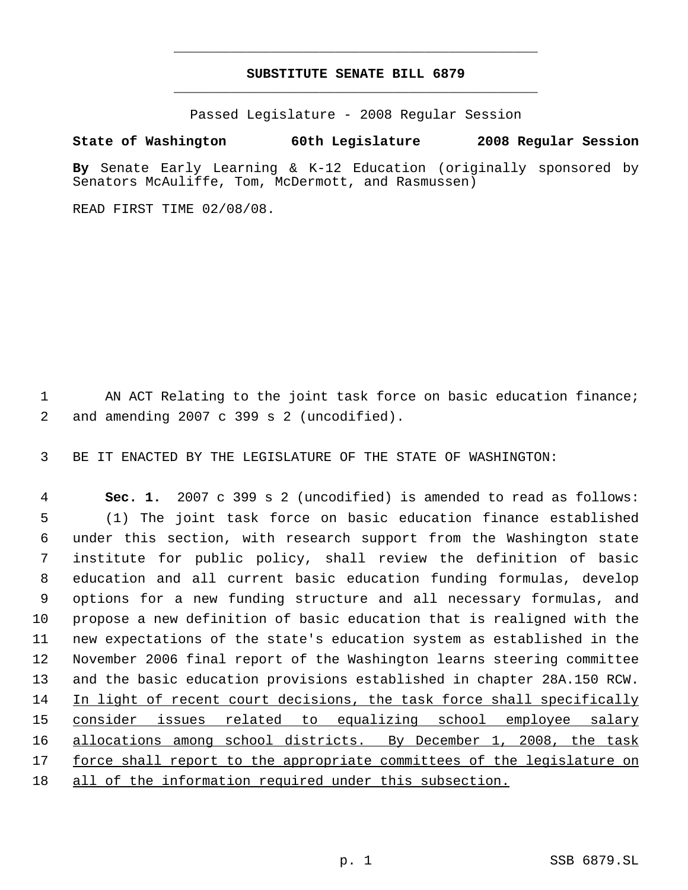# SUBSTITUTE SENATE BILL 6879

Passed Legislature - 2008 Regular Session

**State of Washington 60th Legislature 2008 Regular Session**

**By** Senate Early Learning & K-12 Education (originally sponsored by Senators McAuliffe, Tom, McDermott, and Rasmussen)

READ FIRST TIME 02/08/08.

1 AN ACT Relating to the joint task force on basic education finance;
2 and amending 2007 c 399 s 2 (uncodified).

3 BE IT ENACTED BY THE LEGISLATURE OF THE STATE OF WASHINGTON:

4 **Sec. 1.** 2007 c 399 s 2 (uncodified) is amended to read as follows:
5 (1) The joint task force on basic education finance established
6 under this section, with research support from the Washington state
7 institute for public policy, shall review the definition of basic
8 education and all current basic education funding formulas, develop
9 options for a new funding structure and all necessary formulas, and
10 propose a new definition of basic education that is realigned with the
11 new expectations of the state's education system as established in the
12 November 2006 final report of the Washington learns steering committee
13 and the basic education provisions established in chapter 28A.150 RCW.
14 <u>In light of recent court decisions, the task force shall specifically</u>
15 <u>consider issues related to equalizing school employee salary</u>
16 <u>allocations among school districts. By December 1, 2008, the task</u>
17 <u>force shall report to the appropriate committees of the legislature on</u>
18 <u>all of the information required under this subsection.</u>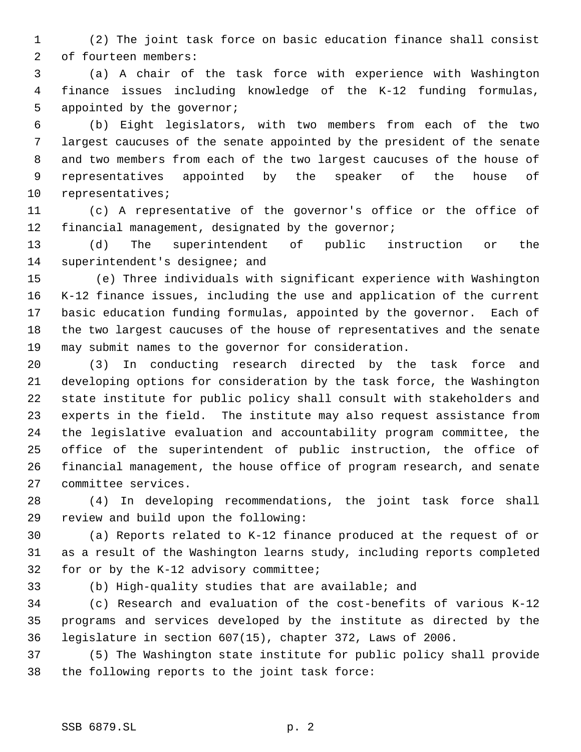(2) The joint task force on basic education finance shall consist of fourteen members:

(a) A chair of the task force with experience with Washington finance issues including knowledge of the K-12 funding formulas, appointed by the governor;

(b) Eight legislators, with two members from each of the two largest caucuses of the senate appointed by the president of the senate and two members from each of the two largest caucuses of the house of representatives appointed by the speaker of the house of representatives;

(c) A representative of the governor's office or the office of financial management, designated by the governor;

(d) The superintendent of public instruction or the superintendent's designee; and

(e) Three individuals with significant experience with Washington K-12 finance issues, including the use and application of the current basic education funding formulas, appointed by the governor. Each of the two largest caucuses of the house of representatives and the senate may submit names to the governor for consideration.

(3) In conducting research directed by the task force and developing options for consideration by the task force, the Washington state institute for public policy shall consult with stakeholders and experts in the field. The institute may also request assistance from the legislative evaluation and accountability program committee, the office of the superintendent of public instruction, the office of financial management, the house office of program research, and senate committee services.

(4) In developing recommendations, the joint task force shall review and build upon the following:

(a) Reports related to K-12 finance produced at the request of or as a result of the Washington learns study, including reports completed for or by the K-12 advisory committee;

(b) High-quality studies that are available; and

(c) Research and evaluation of the cost-benefits of various K-12 programs and services developed by the institute as directed by the legislature in section 607(15), chapter 372, Laws of 2006.

(5) The Washington state institute for public policy shall provide the following reports to the joint task force: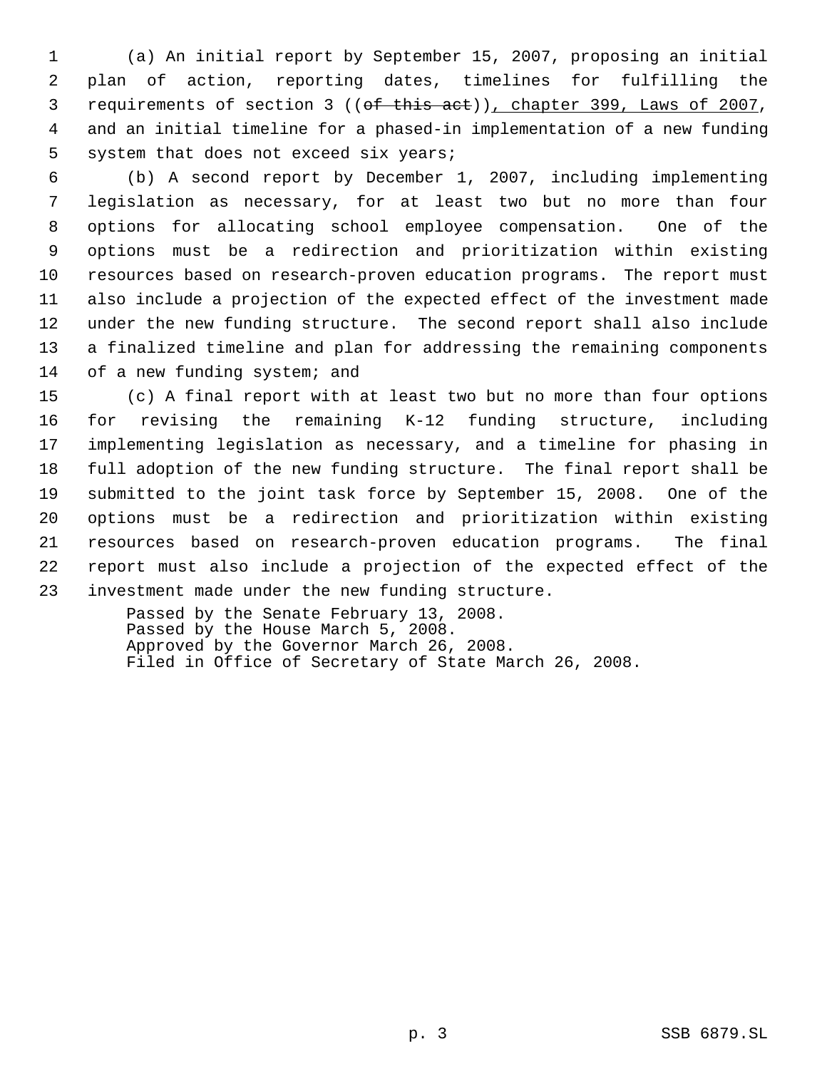(a) An initial report by September 15, 2007, proposing an initial plan of action, reporting dates, timelines for fulfilling the requirements of section 3 ((~~of this act~~)), chapter 399, Laws of 2007, and an initial timeline for a phased-in implementation of a new funding system that does not exceed six years;

(b) A second report by December 1, 2007, including implementing legislation as necessary, for at least two but no more than four options for allocating school employee compensation. One of the options must be a redirection and prioritization within existing resources based on research-proven education programs. The report must also include a projection of the expected effect of the investment made under the new funding structure. The second report shall also include a finalized timeline and plan for addressing the remaining components of a new funding system; and

(c) A final report with at least two but no more than four options for revising the remaining K-12 funding structure, including implementing legislation as necessary, and a timeline for phasing in full adoption of the new funding structure. The final report shall be submitted to the joint task force by September 15, 2008. One of the options must be a redirection and prioritization within existing resources based on research-proven education programs. The final report must also include a projection of the expected effect of the investment made under the new funding structure.

Passed by the Senate February 13, 2008.
Passed by the House March 5, 2008.
Approved by the Governor March 26, 2008.
Filed in Office of Secretary of State March 26, 2008.